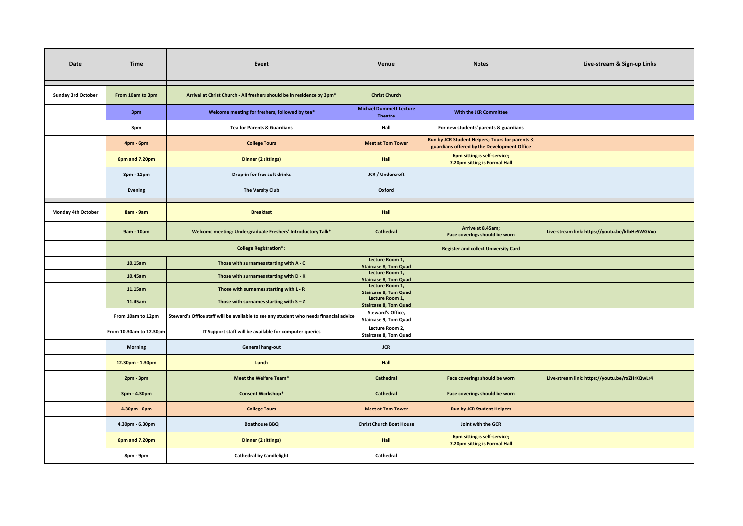| Date | Time | Event | Venue | Notes | Live-stream & Sign-up Links |
|---|---|---|---|---|---|
| Sunday 3rd October | From 10am to 3pm | Arrival at Christ Church - All freshers should be in residence by 3pm* | Christ Church | | |
| | 3pm | Welcome meeting for freshers, followed by tea* | Michael Dummett Lecture Theatre | With the JCR Committee | |
| | 3pm | Tea for Parents & Guardians | Hall | For new students' parents & guardians | |
| | 4pm - 6pm | College Tours | Meet at Tom Tower | Run by JCR Student Helpers; Tours for parents & guardians offered by the Development Office | |
| | 6pm and 7.20pm | Dinner (2 sittings) | Hall | 6pm sitting is self-service; 7.20pm sitting is Formal Hall | |
| | 8pm - 11pm | Drop-in for free soft drinks | JCR / Undercroft | | |
| | Evening | The Varsity Club | Oxford | | |
| Monday 4th October | 8am - 9am | Breakfast | Hall | | |
| | 9am - 10am | Welcome meeting: Undergraduate Freshers' Introductory Talk* | Cathedral | Arrive at 8.45am; Face coverings should be worn | Live-stream link: https://youtu.be/kfbHeSWGVxo |
| | College Registration*: | | | Register and collect University Card | |
| | 10.15am | Those with surnames starting with A - C | Lecture Room 1, Staircase 8, Tom Quad | | |
| | 10.45am | Those with surnames starting with D - K | Lecture Room 1, Staircase 8, Tom Quad | | |
| | 11.15am | Those with surnames starting with L - R | Lecture Room 1, Staircase 8, Tom Quad | | |
| | 11.45am | Those with surnames starting with S – Z | Lecture Room 1, Staircase 8, Tom Quad | | |
| | From 10am to 12pm | Steward's Office staff will be available to see any student who needs financial advice | Steward's Office, Staircase 9, Tom Quad | | |
| | From 10.30am to 12.30pm | IT Support staff will be available for computer queries | Lecture Room 2, Staircase 8, Tom Quad | | |
| | Morning | General hang-out | JCR | | |
| | 12.30pm - 1.30pm | Lunch | Hall | | |
| | 2pm - 3pm | Meet the Welfare Team* | Cathedral | Face coverings should be worn | Live-stream link: https://youtu.be/rxZHrKQwLr4 |
| | 3pm - 4.30pm | Consent Workshop* | Cathedral | Face coverings should be worn | |
| | 4.30pm - 6pm | College Tours | Meet at Tom Tower | Run by JCR Student Helpers | |
| | 4.30pm - 6.30pm | Boathouse BBQ | Christ Church Boat House | Joint with the GCR | |
| | 6pm and 7.20pm | Dinner (2 sittings) | Hall | 6pm sitting is self-service; 7.20pm sitting is Formal Hall | |
| | 8pm - 9pm | Cathedral by Candlelight | Cathedral | | |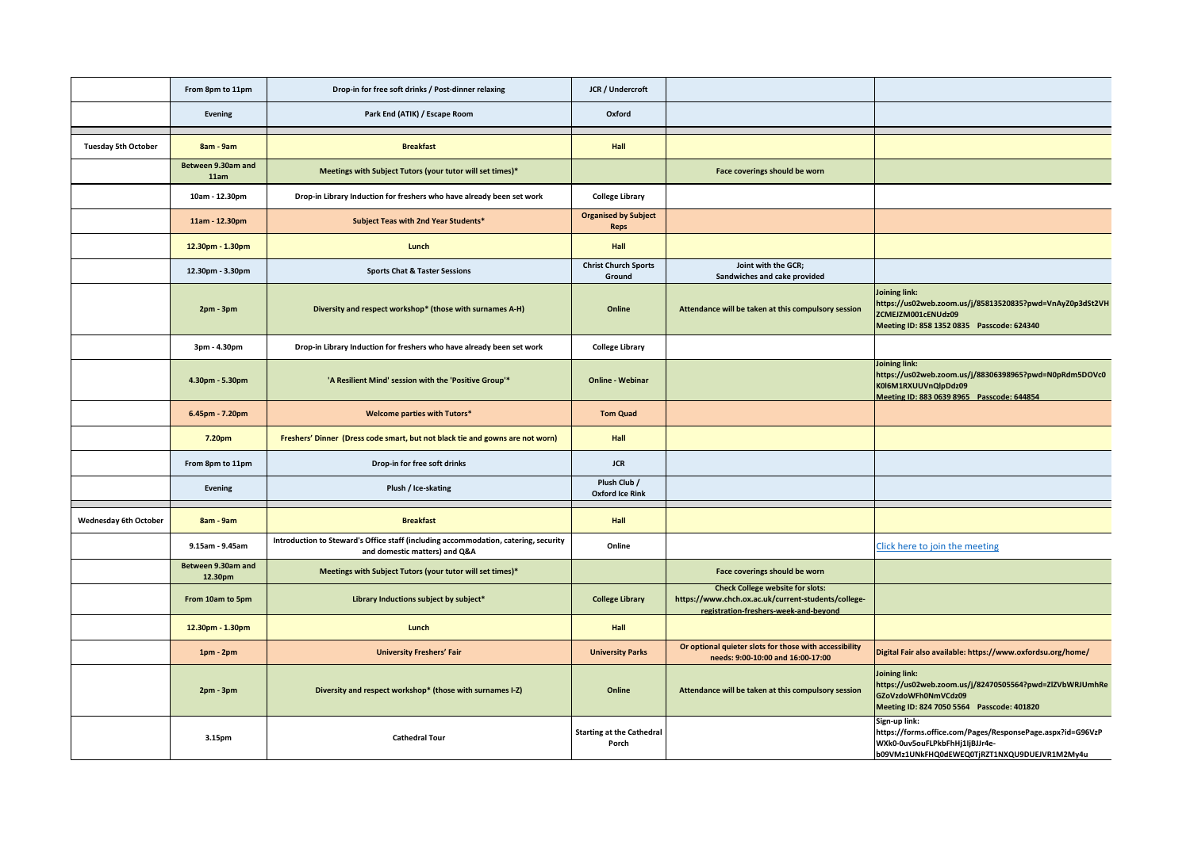| | | | | | |
|---|---|---|---|---|---|
| | From 8pm to 11pm | Drop-in for free soft drinks / Post-dinner relaxing | JCR / Undercroft | | |
| | Evening | Park End (ATIK) / Escape Room | Oxford | | |
| | | | | | |
| Tuesday 5th October | 8am - 9am | Breakfast | Hall | | |
| | Between 9.30am and 11am | Meetings with Subject Tutors (your tutor will set times)* | | Face coverings should be worn | |
| | 10am - 12.30pm | Drop-in Library Induction for freshers who have already been set work | College Library | | |
| | 11am - 12.30pm | Subject Teas with 2nd Year Students* | Organised by Subject Reps | | |
| | 12.30pm - 1.30pm | Lunch | Hall | | |
| | 12.30pm - 3.30pm | Sports Chat & Taster Sessions | Christ Church Sports Ground | Joint with the GCR; Sandwiches and cake provided | |
| | 2pm - 3pm | Diversity and respect workshop* (those with surnames A-H) | Online | Attendance will be taken at this compulsory session | Joining link: https://us02web.zoom.us/j/85813520835?pwd=VnAyZ0p3dSt2VHZCMEJZM001cENUdz09 Meeting ID: 858 1352 0835 Passcode: 624340 |
| | 3pm - 4.30pm | Drop-in Library Induction for freshers who have already been set work | College Library | | |
| | 4.30pm - 5.30pm | 'A Resilient Mind' session with the 'Positive Group'* | Online - Webinar | | Joining link: https://us02web.zoom.us/j/88306398965?pwd=N0pRdm5DOVc0K0l6M1RXUUVnQlpDdz09 Meeting ID: 883 0639 8965 Passcode: 644854 |
| | 6.45pm - 7.20pm | Welcome parties with Tutors* | Tom Quad | | |
| | 7.20pm | Freshers' Dinner (Dress code smart, but not black tie and gowns are not worn) | Hall | | |
| | From 8pm to 11pm | Drop-in for free soft drinks | JCR | | |
| | Evening | Plush / Ice-skating | Plush Club / Oxford Ice Rink | | |
| | | | | | |
| Wednesday 6th October | 8am - 9am | Breakfast | Hall | | |
| | 9.15am - 9.45am | Introduction to Steward's Office staff (including accommodation, catering, security and domestic matters) and Q&A | Online | | Click here to join the meeting |
| | Between 9.30am and 12.30pm | Meetings with Subject Tutors (your tutor will set times)* | | Face coverings should be worn | |
| | From 10am to 5pm | Library Inductions subject by subject* | College Library | Check College website for slots: https://www.chch.ox.ac.uk/current-students/college-registration-freshers-week-and-beyond | |
| | 12.30pm - 1.30pm | Lunch | Hall | | |
| | 1pm - 2pm | University Freshers' Fair | University Parks | Or optional quieter slots for those with accessibility needs: 9:00-10:00 and 16:00-17:00 | Digital Fair also available: https://www.oxfordsu.org/home/ |
| | 2pm - 3pm | Diversity and respect workshop* (those with surnames I-Z) | Online | Attendance will be taken at this compulsory session | Joining link: https://us02web.zoom.us/j/82470505564?pwd=ZlZVbWRJUmhReGZoVzdoWFh0NmVCdz09 Meeting ID: 824 7050 5564 Passcode: 401820 |
| | 3.15pm | Cathedral Tour | Starting at the Cathedral Porch | | Sign-up link: https://forms.office.com/Pages/ResponsePage.aspx?id=G96VzPWXk0-0uv5ouFLPkbFhHj1IjBJJr4e-b09VMz1UNkFHQ0dEWEQ0TjRZT1NXQU9DUEJVR1M2My4u |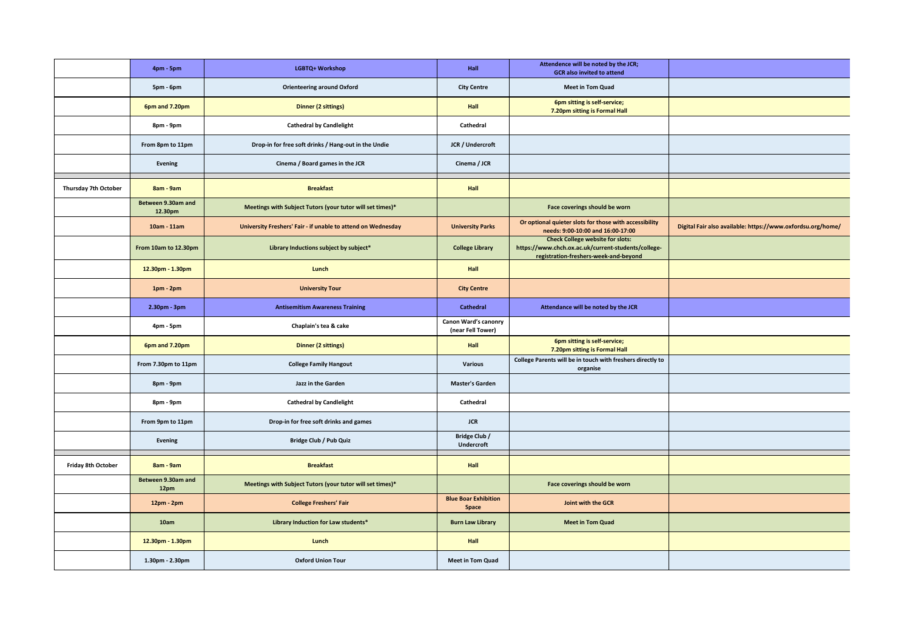| | | | | | |
|---|---|---|---|---|---|
| | 4pm - 5pm | LGBTQ+ Workshop | Hall | Attendence will be noted by the JCR; GCR also invited to attend | |
| | 5pm - 6pm | Orienteering around Oxford | City Centre | Meet in Tom Quad | |
| | 6pm and 7.20pm | Dinner (2 sittings) | Hall | 6pm sitting is self-service; 7.20pm sitting is Formal Hall | |
| | 8pm - 9pm | Cathedral by Candlelight | Cathedral | | |
| | From 8pm to 11pm | Drop-in for free soft drinks / Hang-out in the Undie | JCR / Undercroft | | |
| | Evening | Cinema / Board games in the JCR | Cinema / JCR | | |
| | | | | | |
| Thursday 7th October | 8am - 9am | Breakfast | Hall | | |
| | Between 9.30am and 12.30pm | Meetings with Subject Tutors (your tutor will set times)* | | Face coverings should be worn | |
| | 10am - 11am | University Freshers' Fair - if unable to attend on Wednesday | University Parks | Or optional quieter slots for those with accessibility needs: 9:00-10:00 and 16:00-17:00 | Digital Fair also available: https://www.oxfordsu.org/home/ |
| | From 10am to 12.30pm | Library Inductions subject by subject* | College Library | Check College website for slots: https://www.chch.ox.ac.uk/current-students/college-registration-freshers-week-and-beyond | |
| | 12.30pm - 1.30pm | Lunch | Hall | | |
| | 1pm - 2pm | University Tour | City Centre | | |
| | 2.30pm - 3pm | Antisemitism Awareness Training | Cathedral | Attendance will be noted by the JCR | |
| | 4pm - 5pm | Chaplain's tea & cake | Canon Ward's canonry (near Fell Tower) | | |
| | 6pm and 7.20pm | Dinner (2 sittings) | Hall | 6pm sitting is self-service; 7.20pm sitting is Formal Hall | |
| | From 7.30pm to 11pm | College Family Hangout | Various | College Parents will be in touch with freshers directly to organise | |
| | 8pm - 9pm | Jazz in the Garden | Master's Garden | | |
| | 8pm - 9pm | Cathedral by Candlelight | Cathedral | | |
| | From 9pm to 11pm | Drop-in for free soft drinks and games | JCR | | |
| | Evening | Bridge Club / Pub Quiz | Bridge Club / Undercroft | | |
| | | | | | |
| Friday 8th October | 8am - 9am | Breakfast | Hall | | |
| | Between 9.30am and 12pm | Meetings with Subject Tutors (your tutor will set times)* | | Face coverings should be worn | |
| | 12pm - 2pm | College Freshers' Fair | Blue Boar Exhibition Space | Joint with the GCR | |
| | 10am | Library Induction for Law students* | Burn Law Library | Meet in Tom Quad | |
| | 12.30pm - 1.30pm | Lunch | Hall | | |
| | 1.30pm - 2.30pm | Oxford Union Tour | Meet in Tom Quad | | |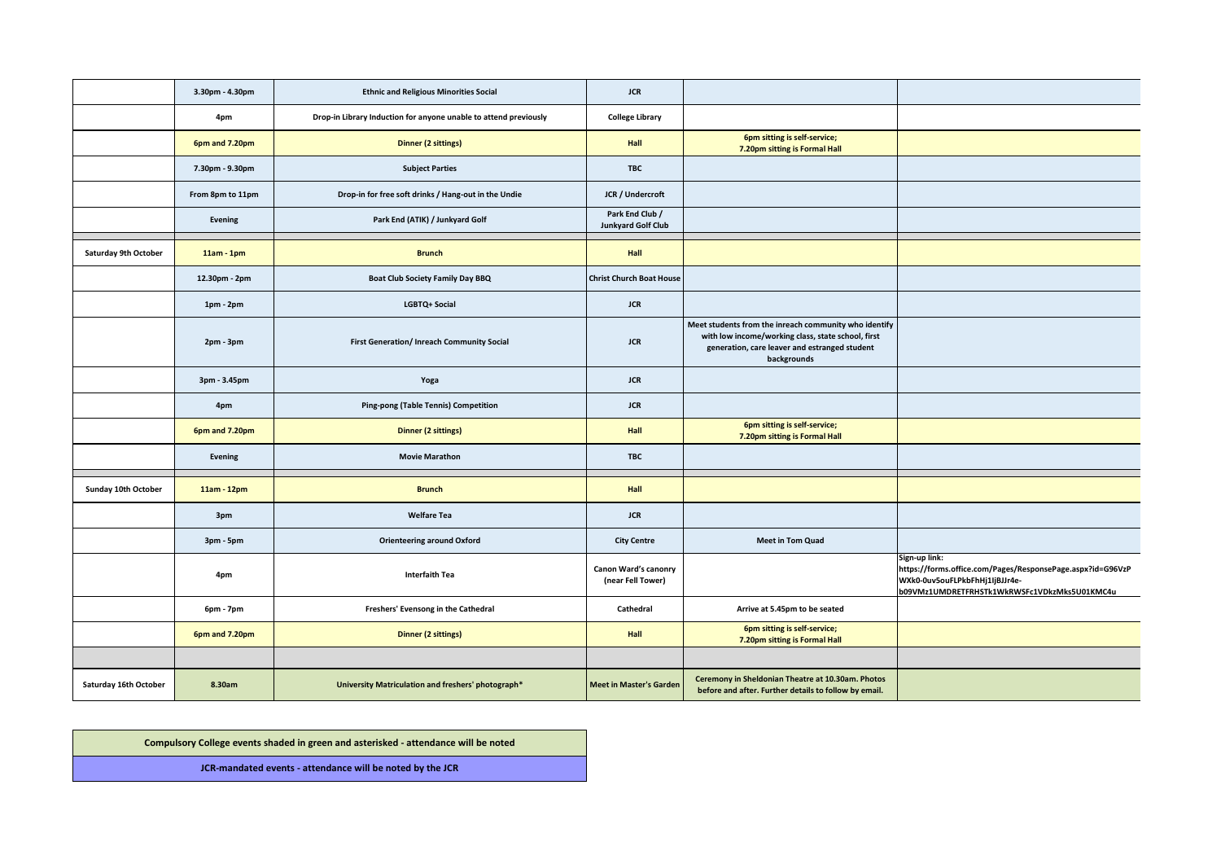| | | | | | |
|---|---|---|---|---|---|
| | 3.30pm - 4.30pm | Ethnic and Religious Minorities Social | JCR | | |
| | 4pm | Drop-in Library Induction for anyone unable to attend previously | College Library | | |
| | 6pm and 7.20pm | Dinner (2 sittings) | Hall | 6pm sitting is self-service; 7.20pm sitting is Formal Hall | |
| | 7.30pm - 9.30pm | Subject Parties | TBC | | |
| | From 8pm to 11pm | Drop-in for free soft drinks / Hang-out in the Undie | JCR / Undercroft | | |
| | Evening | Park End (ATIK) / Junkyard Golf | Park End Club / Junkyard Golf Club | | |
| | | | | | |
| Saturday 9th October | 11am - 1pm | Brunch | Hall | | |
| | 12.30pm - 2pm | Boat Club Society Family Day BBQ | Christ Church Boat House | | |
| | 1pm - 2pm | LGBTQ+ Social | JCR | | |
| | 2pm - 3pm | First Generation/ Inreach Community Social | JCR | Meet students from the inreach community who identify with low income/working class, state school, first generation, care leaver and estranged student backgrounds | |
| | 3pm - 3.45pm | Yoga | JCR | | |
| | 4pm | Ping-pong (Table Tennis) Competition | JCR | | |
| | 6pm and 7.20pm | Dinner (2 sittings) | Hall | 6pm sitting is self-service; 7.20pm sitting is Formal Hall | |
| | Evening | Movie Marathon | TBC | | |
| | | | | | |
| Sunday 10th October | 11am - 12pm | Brunch | Hall | | |
| | 3pm | Welfare Tea | JCR | | |
| | 3pm - 5pm | Orienteering around Oxford | City Centre | Meet in Tom Quad | |
| | 4pm | Interfaith Tea | Canon Ward's canonry (near Fell Tower) | | Sign-up link: https://forms.office.com/Pages/ResponsePage.aspx?id=G96VzPWXk0-0uv5ouFLPkbFhHj1IjBJJr4e-b09VMz1UMDRETFRHSTk1WkRWSFc1VDkzMks5U01KMC4u |
| | 6pm - 7pm | Freshers' Evensong in the Cathedral | Cathedral | Arrive at 5.45pm to be seated | |
| | 6pm and 7.20pm | Dinner (2 sittings) | Hall | 6pm sitting is self-service; 7.20pm sitting is Formal Hall | |
| | | | | | |
| Saturday 16th October | 8.30am | University Matriculation and freshers' photograph* | Meet in Master's Garden | Ceremony in Sheldonian Theatre at 10.30am. Photos before and after. Further details to follow by email. | |

| |
|---|
| Compulsory College events shaded in green and asterisked - attendance will be noted |
| JCR-mandated events - attendance will be noted by the JCR |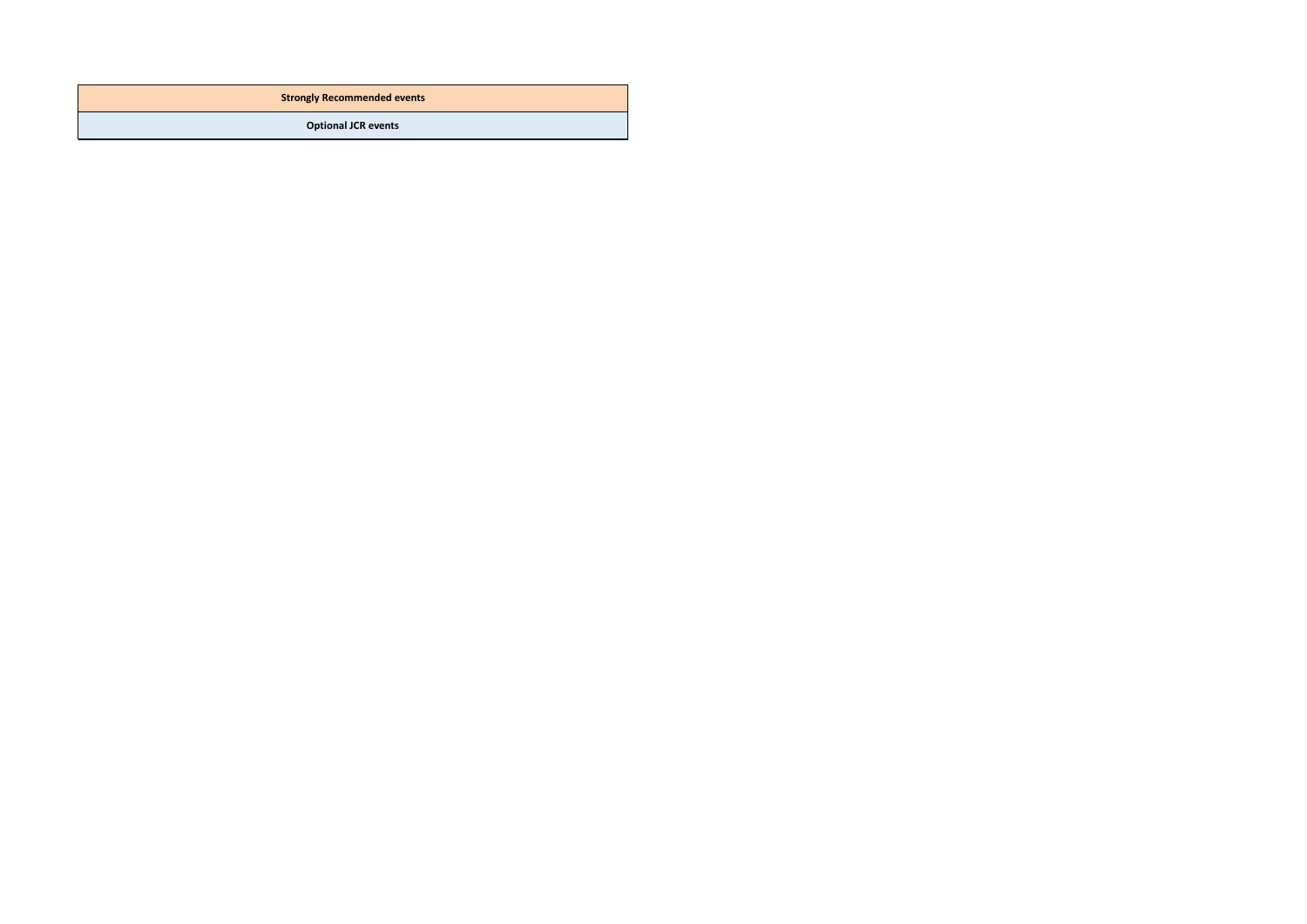| |
|---|
| **Strongly Recommended events** |
| **Optional JCR events** |